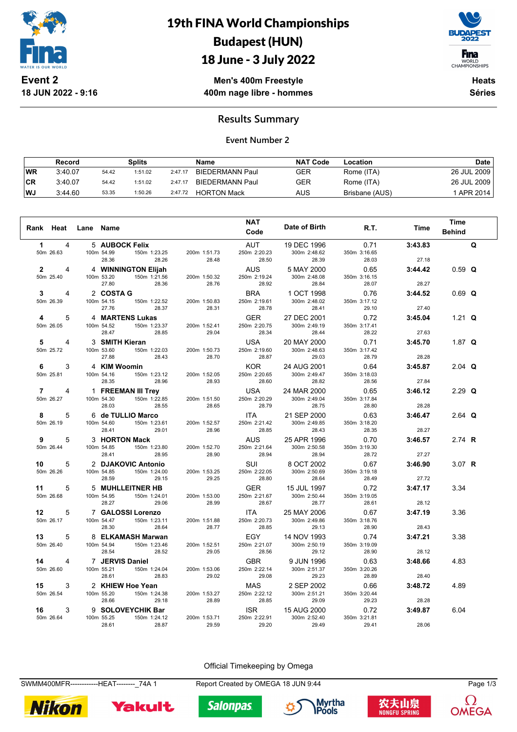# 19th FINA World Championships
# Budapest (HUN)
# 18 June - 3 July 2022

**Event 2**
**18 JUN 2022 - 9:16**

**Men's 400m Freestyle**
**400m nage libre - hommes**

**Heats**
**Séries**

## Results Summary

### Event Number 2

| | Record | Splits | | | Name | NAT Code | Location | Date |
|---|---|---|---|---|---|---|---|---|
| WR | 3:40.07 | 54.42 | 1:51.02 | 2:47.17 | BIEDERMANN Paul | GER | Rome (ITA) | 26 JUL 2009 |
| CR | 3:40.07 | 54.42 | 1:51.02 | 2:47.17 | BIEDERMANN Paul | GER | Rome (ITA) | 26 JUL 2009 |
| WJ | 3:44.60 | 53.35 | 1:50.26 | 2:47.72 | HORTON Mack | AUS | Brisbane (AUS) | 1 APR 2014 |

| Rank | Heat | Lane | Name | NAT Code | Date of Birth | R.T. | Time | Time Behind | |
|---|---|---|---|---|---|---|---|---|---|
| 1 | 4 | 5 | AUBOCK Felix | AUT | 19 DEC 1996 | 0.71 | 3:43.83 | | Q |
| 50m 26.63 | | 100m 54.99 / 28.36 | 150m 1:23.25 / 28.26 | 200m 1:51.73 / 28.48 | 250m 2:20.23 / 28.50 | 300m 2:48.62 / 28.39 | 350m 3:16.65 / 28.03 | 27.18 | |
| 2 | 4 | 4 | WINNINGTON Elijah | AUS | 5 MAY 2000 | 0.65 | 3:44.42 | 0.59 | Q |
| 50m 25.40 | | 100m 53.20 / 27.80 | 150m 1:21.56 / 28.36 | 200m 1:50.32 / 28.76 | 250m 2:19.24 / 28.92 | 300m 2:48.08 / 28.84 | 350m 3:16.15 / 28.07 | 28.27 | |
| 3 | 4 | 2 | COSTA G | BRA | 1 OCT 1998 | 0.76 | 3:44.52 | 0.69 | Q |
| 50m 26.39 | | 100m 54.15 / 27.76 | 150m 1:22.52 / 28.37 | 200m 1:50.83 / 28.31 | 250m 2:19.61 / 28.78 | 300m 2:48.02 / 28.41 | 350m 3:17.12 / 29.10 | 27.40 | |
| 4 | 5 | 4 | MARTENS Lukas | GER | 27 DEC 2001 | 0.72 | 3:45.04 | 1.21 | Q |
| 50m 26.05 | | 100m 54.52 / 28.47 | 150m 1:23.37 / 28.85 | 200m 1:52.41 / 29.04 | 250m 2:20.75 / 28.34 | 300m 2:49.19 / 28.44 | 350m 3:17.41 / 28.22 | 27.63 | |
| 5 | 4 | 3 | SMITH Kieran | USA | 20 MAY 2000 | 0.71 | 3:45.70 | 1.87 | Q |
| 50m 25.72 | | 100m 53.60 / 27.88 | 150m 1:22.03 / 28.43 | 200m 1:50.73 / 28.70 | 250m 2:19.60 / 28.87 | 300m 2:48.63 / 29.03 | 350m 3:17.42 / 28.79 | 28.28 | |
| 6 | 3 | 4 | KIM Woomin | KOR | 24 AUG 2001 | 0.64 | 3:45.87 | 2.04 | Q |
| 50m 25.81 | | 100m 54.16 / 28.35 | 150m 1:23.12 / 28.96 | 200m 1:52.05 / 28.93 | 250m 2:20.65 / 28.60 | 300m 2:49.47 / 28.82 | 350m 3:18.03 / 28.56 | 27.84 | |
| 7 | 4 | 1 | FREEMAN III Trey | USA | 24 MAR 2000 | 0.65 | 3:46.12 | 2.29 | Q |
| 50m 26.27 | | 100m 54.30 / 28.03 | 150m 1:22.85 / 28.55 | 200m 1:51.50 / 28.65 | 250m 2:20.29 / 28.79 | 300m 2:49.04 / 28.75 | 350m 3:17.84 / 28.80 | 28.28 | |
| 8 | 5 | 6 | de TULLIO Marco | ITA | 21 SEP 2000 | 0.63 | 3:46.47 | 2.64 | Q |
| 50m 26.19 | | 100m 54.60 / 28.41 | 150m 1:23.61 / 29.01 | 200m 1:52.57 / 28.96 | 250m 2:21.42 / 28.85 | 300m 2:49.85 / 28.43 | 350m 3:18.20 / 28.35 | 28.27 | |
| 9 | 5 | 3 | HORTON Mack | AUS | 25 APR 1996 | 0.70 | 3:46.57 | 2.74 | R |
| 50m 26.44 | | 100m 54.85 / 28.41 | 150m 1:23.80 / 28.95 | 200m 1:52.70 / 28.90 | 250m 2:21.64 / 28.94 | 300m 2:50.58 / 28.94 | 350m 3:19.30 / 28.72 | 27.27 | |
| 10 | 5 | 2 | DJAKOVIC Antonio | SUI | 8 OCT 2002 | 0.67 | 3:46.90 | 3.07 | R |
| 50m 26.26 | | 100m 54.85 / 28.59 | 150m 1:24.00 / 29.15 | 200m 1:53.25 / 29.25 | 250m 2:22.05 / 28.80 | 300m 2:50.69 / 28.64 | 350m 3:19.18 / 28.49 | 27.72 | |
| 11 | 5 | 5 | MUHLLEITNER HB | GER | 15 JUL 1997 | 0.72 | 3:47.17 | 3.34 | |
| 50m 26.68 | | 100m 54.95 / 28.27 | 150m 1:24.01 / 29.06 | 200m 1:53.00 / 28.99 | 250m 2:21.67 / 28.67 | 300m 2:50.44 / 28.77 | 350m 3:19.05 / 28.61 | 28.12 | |
| 12 | 5 | 7 | GALOSSI Lorenzo | ITA | 25 MAY 2006 | 0.67 | 3:47.19 | 3.36 | |
| 50m 26.17 | | 100m 54.47 / 28.30 | 150m 1:23.11 / 28.64 | 200m 1:51.88 / 28.77 | 250m 2:20.73 / 28.85 | 300m 2:49.86 / 29.13 | 350m 3:18.76 / 28.90 | 28.43 | |
| 13 | 5 | 8 | ELKAMASH Marwan | EGY | 14 NOV 1993 | 0.74 | 3:47.21 | 3.38 | |
| 50m 26.40 | | 100m 54.94 / 28.54 | 150m 1:23.46 / 28.52 | 200m 1:52.51 / 29.05 | 250m 2:21.07 / 28.56 | 300m 2:50.19 / 29.12 | 350m 3:19.09 / 28.90 | 28.12 | |
| 14 | 4 | 7 | JERVIS Daniel | GBR | 9 JUN 1996 | 0.63 | 3:48.66 | 4.83 | |
| 50m 26.60 | | 100m 55.21 / 28.61 | 150m 1:24.04 / 28.83 | 200m 1:53.06 / 29.02 | 250m 2:22.14 / 29.08 | 300m 2:51.37 / 29.23 | 350m 3:20.26 / 28.89 | 28.40 | |
| 15 | 3 | 2 | KHIEW Hoe Yean | MAS | 2 SEP 2002 | 0.66 | 3:48.72 | 4.89 | |
| 50m 26.54 | | 100m 55.20 / 28.66 | 150m 1:24.38 / 29.18 | 200m 1:53.27 / 28.89 | 250m 2:22.12 / 28.85 | 300m 2:51.21 / 29.09 | 350m 3:20.44 / 29.23 | 28.28 | |
| 16 | 3 | 9 | SOLOVEYCHIK Bar | ISR | 15 AUG 2000 | 0.72 | 3:49.87 | 6.04 | |
| 50m 26.64 | | 100m 55.25 / 28.61 | 150m 1:24.12 / 28.87 | 200m 1:53.71 / 29.59 | 250m 2:22.91 / 29.20 | 300m 2:52.40 / 29.49 | 350m 3:21.81 / 29.41 | 28.06 | |

Official Timekeeping by Omega

SWMM400MFR------------HEAT--------_74A 1 Report Created by OMEGA 18 JUN 9:44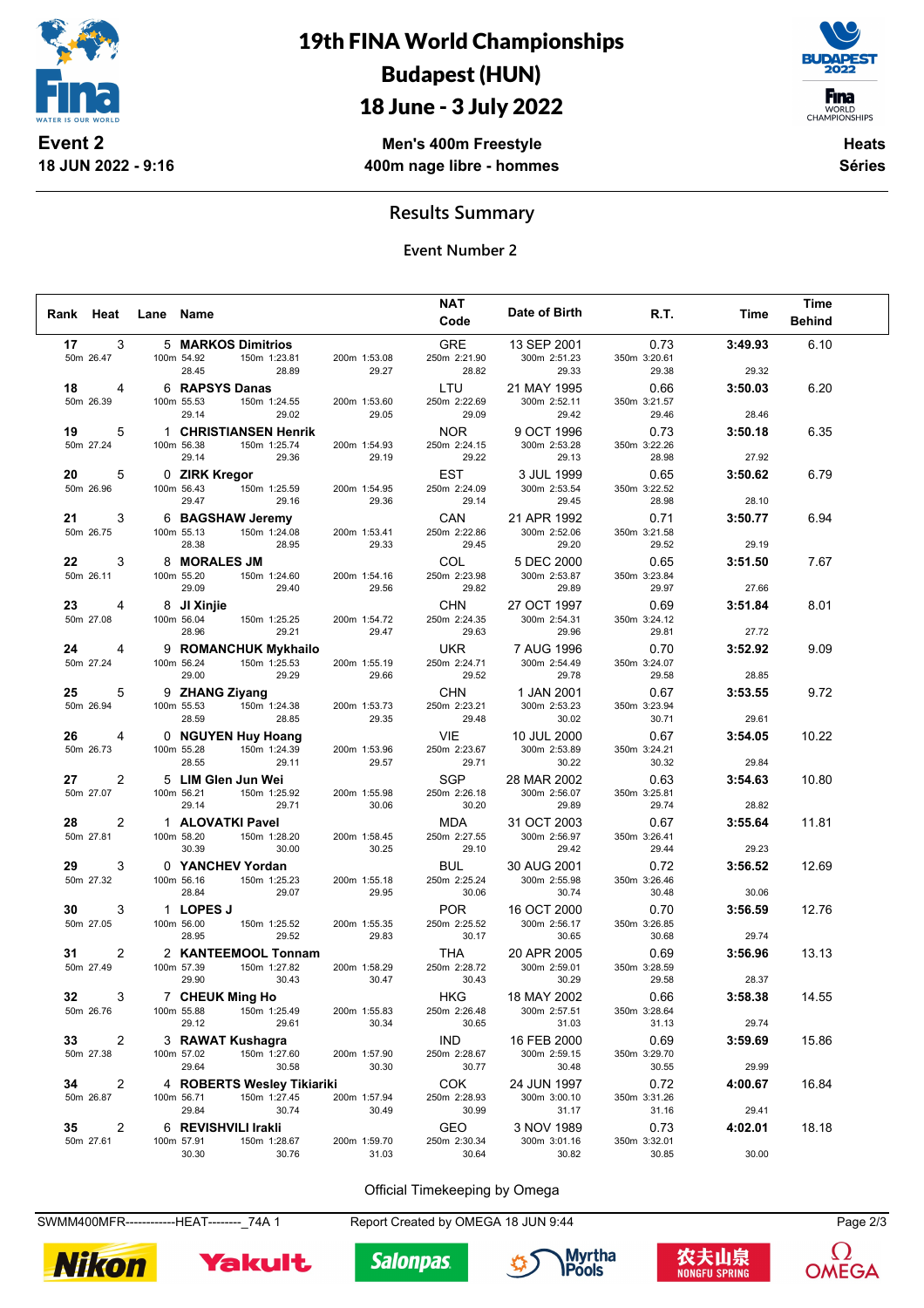# 19th FINA World Championships
# Budapest (HUN)
# 18 June - 3 July 2022

**Event 2**
**18 JUN 2022 - 9:16**

**Men's 400m Freestyle**
**400m nage libre - hommes**

**Heats**
**Séries**

## Results Summary

### Event Number 2

| Rank | Heat | Lane | Name | NAT Code | Date of Birth | R.T. | Time | Time Behind |
|---|---|---|---|---|---|---|---|---|
| **17** | 3 | 5 | **MARKOS Dimitrios** | GRE | 13 SEP 2001 | 0.73 | **3:49.93** | 6.10 |
| | 50m 26.47 | 100m 54.92 (28.45) | 150m 1:23.81 (28.89) | 200m 1:53.08 (29.27) | 250m 2:21.90 (28.82) | 300m 2:51.23 (29.33) | 350m 3:20.61 (29.38) | 29.32 |
| **18** | 4 | 6 | **RAPSYS Danas** | LTU | 21 MAY 1995 | 0.66 | **3:50.03** | 6.20 |
| | 50m 26.39 | 100m 55.53 (29.14) | 150m 1:24.55 (29.02) | 200m 1:53.60 (29.05) | 250m 2:22.69 (29.09) | 300m 2:52.11 (29.42) | 350m 3:21.57 (29.46) | 28.46 |
| **19** | 5 | 1 | **CHRISTIANSEN Henrik** | NOR | 9 OCT 1996 | 0.73 | **3:50.18** | 6.35 |
| | 50m 27.24 | 100m 56.38 (29.14) | 150m 1:25.74 (29.36) | 200m 1:54.93 (29.19) | 250m 2:24.15 (29.22) | 300m 2:53.28 (29.13) | 350m 3:22.26 (28.98) | 27.92 |
| **20** | 5 | 0 | **ZIRK Kregor** | EST | 3 JUL 1999 | 0.65 | **3:50.62** | 6.79 |
| | 50m 26.96 | 100m 56.43 (29.47) | 150m 1:25.59 (29.16) | 200m 1:54.95 (29.36) | 250m 2:24.09 (29.14) | 300m 2:53.54 (29.45) | 350m 3:22.52 (28.98) | 28.10 |
| **21** | 3 | 6 | **BAGSHAW Jeremy** | CAN | 21 APR 1992 | 0.71 | **3:50.77** | 6.94 |
| | 50m 26.75 | 100m 55.13 (28.38) | 150m 1:24.08 (28.95) | 200m 1:53.41 (29.33) | 250m 2:22.86 (29.45) | 300m 2:52.06 (29.20) | 350m 3:21.58 (29.52) | 29.19 |
| **22** | 3 | 8 | **MORALES JM** | COL | 5 DEC 2000 | 0.65 | **3:51.50** | 7.67 |
| | 50m 26.11 | 100m 55.20 (29.09) | 150m 1:24.60 (29.40) | 200m 1:54.16 (29.56) | 250m 2:23.98 (29.82) | 300m 2:53.87 (29.89) | 350m 3:23.84 (29.97) | 27.66 |
| **23** | 4 | 8 | **JI Xinjie** | CHN | 27 OCT 1997 | 0.69 | **3:51.84** | 8.01 |
| | 50m 27.08 | 100m 56.04 (28.96) | 150m 1:25.25 (29.21) | 200m 1:54.72 (29.47) | 250m 2:24.35 (29.63) | 300m 2:54.31 (29.96) | 350m 3:24.12 (29.81) | 27.72 |
| **24** | 4 | 9 | **ROMANCHUK Mykhailo** | UKR | 7 AUG 1996 | 0.70 | **3:52.92** | 9.09 |
| | 50m 27.24 | 100m 56.24 (29.00) | 150m 1:25.53 (29.29) | 200m 1:55.19 (29.66) | 250m 2:24.71 (29.52) | 300m 2:54.49 (29.78) | 350m 3:24.07 (29.58) | 28.85 |
| **25** | 5 | 9 | **ZHANG Ziyang** | CHN | 1 JAN 2001 | 0.67 | **3:53.55** | 9.72 |
| | 50m 26.94 | 100m 55.53 (28.59) | 150m 1:24.38 (28.85) | 200m 1:53.73 (29.35) | 250m 2:23.21 (29.48) | 300m 2:53.23 (30.02) | 350m 3:23.94 (30.71) | 29.61 |
| **26** | 4 | 0 | **NGUYEN Huy Hoang** | VIE | 10 JUL 2000 | 0.67 | **3:54.05** | 10.22 |
| | 50m 26.73 | 100m 55.28 (28.55) | 150m 1:24.39 (29.11) | 200m 1:53.96 (29.57) | 250m 2:23.67 (29.71) | 300m 2:53.89 (30.22) | 350m 3:24.21 (30.32) | 29.84 |
| **27** | 2 | 5 | **LIM Glen Jun Wei** | SGP | 28 MAR 2002 | 0.63 | **3:54.63** | 10.80 |
| | 50m 27.07 | 100m 56.21 (29.14) | 150m 1:25.92 (29.71) | 200m 1:55.98 (30.06) | 250m 2:26.18 (30.20) | 300m 2:56.07 (29.89) | 350m 3:25.81 (29.74) | 28.82 |
| **28** | 2 | 1 | **ALOVATKI Pavel** | MDA | 31 OCT 2003 | 0.67 | **3:55.64** | 11.81 |
| | 50m 27.81 | 100m 58.20 (30.39) | 150m 1:28.20 (30.00) | 200m 1:58.45 (30.25) | 250m 2:27.55 (29.10) | 300m 2:56.97 (29.42) | 350m 3:26.41 (29.44) | 29.23 |
| **29** | 3 | 0 | **YANCHEV Yordan** | BUL | 30 AUG 2001 | 0.72 | **3:56.52** | 12.69 |
| | 50m 27.32 | 100m 56.16 (28.84) | 150m 1:25.23 (29.07) | 200m 1:55.18 (29.95) | 250m 2:25.24 (30.06) | 300m 2:55.98 (30.74) | 350m 3:26.46 (30.48) | 30.06 |
| **30** | 3 | 1 | **LOPES J** | POR | 16 OCT 2000 | 0.70 | **3:56.59** | 12.76 |
| | 50m 27.05 | 100m 56.00 (28.95) | 150m 1:25.52 (29.52) | 200m 1:55.35 (29.83) | 250m 2:25.52 (30.17) | 300m 2:56.17 (30.65) | 350m 3:26.85 (30.68) | 29.74 |
| **31** | 2 | 2 | **KANTEEMOOL Tonnam** | THA | 20 APR 2005 | 0.69 | **3:56.96** | 13.13 |
| | 50m 27.49 | 100m 57.39 (29.90) | 150m 1:27.82 (30.43) | 200m 1:58.29 (30.47) | 250m 2:28.72 (30.43) | 300m 2:59.01 (30.29) | 350m 3:28.59 (29.58) | 28.37 |
| **32** | 3 | 7 | **CHEUK Ming Ho** | HKG | 18 MAY 2002 | 0.66 | **3:58.38** | 14.55 |
| | 50m 26.76 | 100m 55.88 (29.12) | 150m 1:25.49 (29.61) | 200m 1:55.83 (30.34) | 250m 2:26.48 (30.65) | 300m 2:57.51 (31.03) | 350m 3:28.64 (31.13) | 29.74 |
| **33** | 2 | 3 | **RAWAT Kushagra** | IND | 16 FEB 2000 | 0.69 | **3:59.69** | 15.86 |
| | 50m 27.38 | 100m 57.02 (29.64) | 150m 1:27.60 (30.58) | 200m 1:57.90 (30.30) | 250m 2:28.67 (30.77) | 300m 2:59.15 (30.48) | 350m 3:29.70 (30.55) | 29.99 |
| **34** | 2 | 4 | **ROBERTS Wesley Tikiariki** | COK | 24 JUN 1997 | 0.72 | **4:00.67** | 16.84 |
| | 50m 26.87 | 100m 56.71 (29.84) | 150m 1:27.45 (30.74) | 200m 1:57.94 (30.49) | 250m 2:28.93 (30.99) | 300m 3:00.10 (31.17) | 350m 3:31.26 (31.16) | 29.41 |
| **35** | 2 | 6 | **REVISHVILI Irakli** | GEO | 3 NOV 1989 | 0.73 | **4:02.01** | 18.18 |
| | 50m 27.61 | 100m 57.91 (30.30) | 150m 1:28.67 (30.76) | 200m 1:59.70 (31.03) | 250m 2:30.34 (30.64) | 300m 3:01.16 (30.82) | 350m 3:32.01 (30.85) | 30.00 |

Official Timekeeping by Omega

SWMM400MFR------------HEAT--------_74A 1 Report Created by OMEGA 18 JUN 9:44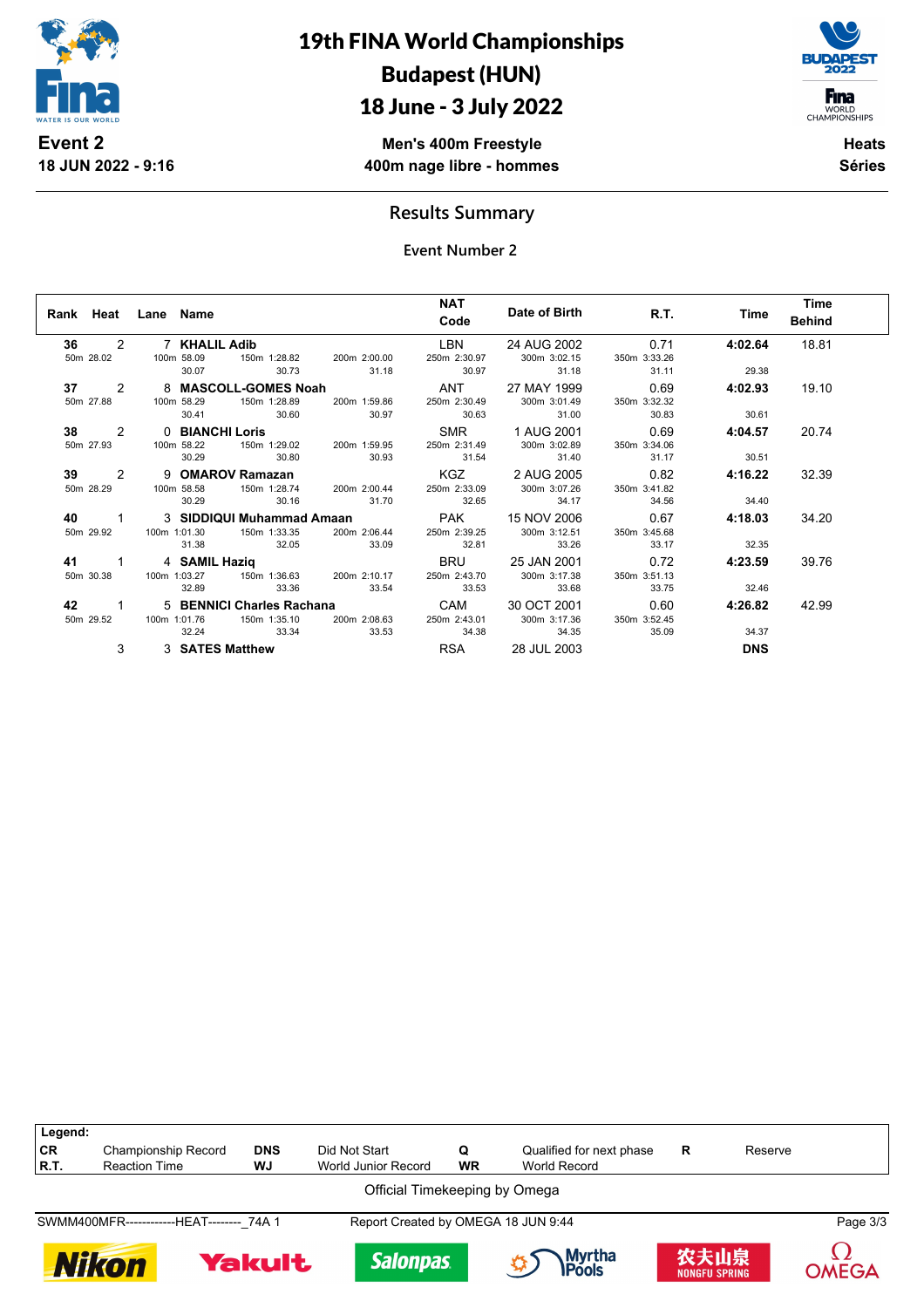# 19th FINA World Championships
## Budapest (HUN)
## 18 June - 3 July 2022

**Event 2**
**18 JUN 2022 - 9:16**

**Men's 400m Freestyle**
**400m nage libre - hommes**

**Heats**
**Séries**

## Results Summary

### Event Number 2

| Rank | Heat | Lane | Name | NAT Code | Date of Birth | R.T. | Time | Time Behind |
|---|---|---|---|---|---|---|---|---|
| **36** | 2 | 7 | **KHALIL Adib** | LBN | 24 AUG 2002 | 0.71 | **4:02.64** | 18.81 |
| 50m 28.02 | | 100m 58.09 / 30.07 | 150m 1:28.82 / 30.73 | 200m 2:00.00 / 31.18 | 250m 2:30.97 / 30.97 | 300m 3:02.15 / 31.18 | 350m 3:33.26 / 31.11 | 29.38 |
| **37** | 2 | 8 | **MASCOLL-GOMES Noah** | ANT | 27 MAY 1999 | 0.69 | **4:02.93** | 19.10 |
| 50m 27.88 | | 100m 58.29 / 30.41 | 150m 1:28.89 / 30.60 | 200m 1:59.86 / 30.97 | 250m 2:30.49 / 30.63 | 300m 3:01.49 / 31.00 | 350m 3:32.32 / 30.83 | 30.61 |
| **38** | 2 | 0 | **BIANCHI Loris** | SMR | 1 AUG 2001 | 0.69 | **4:04.57** | 20.74 |
| 50m 27.93 | | 100m 58.22 / 30.29 | 150m 1:29.02 / 30.80 | 200m 1:59.95 / 30.93 | 250m 2:31.49 / 31.54 | 300m 3:02.89 / 31.40 | 350m 3:34.06 / 31.17 | 30.51 |
| **39** | 2 | 9 | **OMAROV Ramazan** | KGZ | 2 AUG 2005 | 0.82 | **4:16.22** | 32.39 |
| 50m 28.29 | | 100m 58.58 / 30.29 | 150m 1:28.74 / 30.16 | 200m 2:00.44 / 31.70 | 250m 2:33.09 / 32.65 | 300m 3:07.26 / 34.17 | 350m 3:41.82 / 34.56 | 34.40 |
| **40** | 1 | 3 | **SIDDIQUI Muhammad Amaan** | PAK | 15 NOV 2006 | 0.67 | **4:18.03** | 34.20 |
| 50m 29.92 | | 100m 1:01.30 / 31.38 | 150m 1:33.35 / 32.05 | 200m 2:06.44 / 33.09 | 250m 2:39.25 / 32.81 | 300m 3:12.51 / 33.26 | 350m 3:45.68 / 33.17 | 32.35 |
| **41** | 1 | 4 | **SAMIL Haziq** | BRU | 25 JAN 2001 | 0.72 | **4:23.59** | 39.76 |
| 50m 30.38 | | 100m 1:03.27 / 32.89 | 150m 1:36.63 / 33.36 | 200m 2:10.17 / 33.54 | 250m 2:43.70 / 33.53 | 300m 3:17.38 / 33.68 | 350m 3:51.13 / 33.75 | 32.46 |
| **42** | 1 | 5 | **BENNICI Charles Rachana** | CAM | 30 OCT 2001 | 0.60 | **4:26.82** | 42.99 |
| 50m 29.52 | | 100m 1:01.76 / 32.24 | 150m 1:35.10 / 33.34 | 200m 2:08.63 / 33.53 | 250m 2:43.01 / 34.38 | 300m 3:17.36 / 34.35 | 350m 3:52.45 / 35.09 | 34.37 |
| | 3 | 3 | **SATES Matthew** | RSA | 28 JUL 2003 | | **DNS** | |

**Legend:**

| | | | | | | | |
|---|---|---|---|---|---|---|---|
| CR | Championship Record | DNS | Did Not Start | Q | Qualified for next phase | R | Reserve |
| R.T. | Reaction Time | WJ | World Junior Record | WR | World Record | | |

Official Timekeeping by Omega

SWMM400MFR------------HEAT--------_74A 1 Report Created by OMEGA 18 JUN 9:44